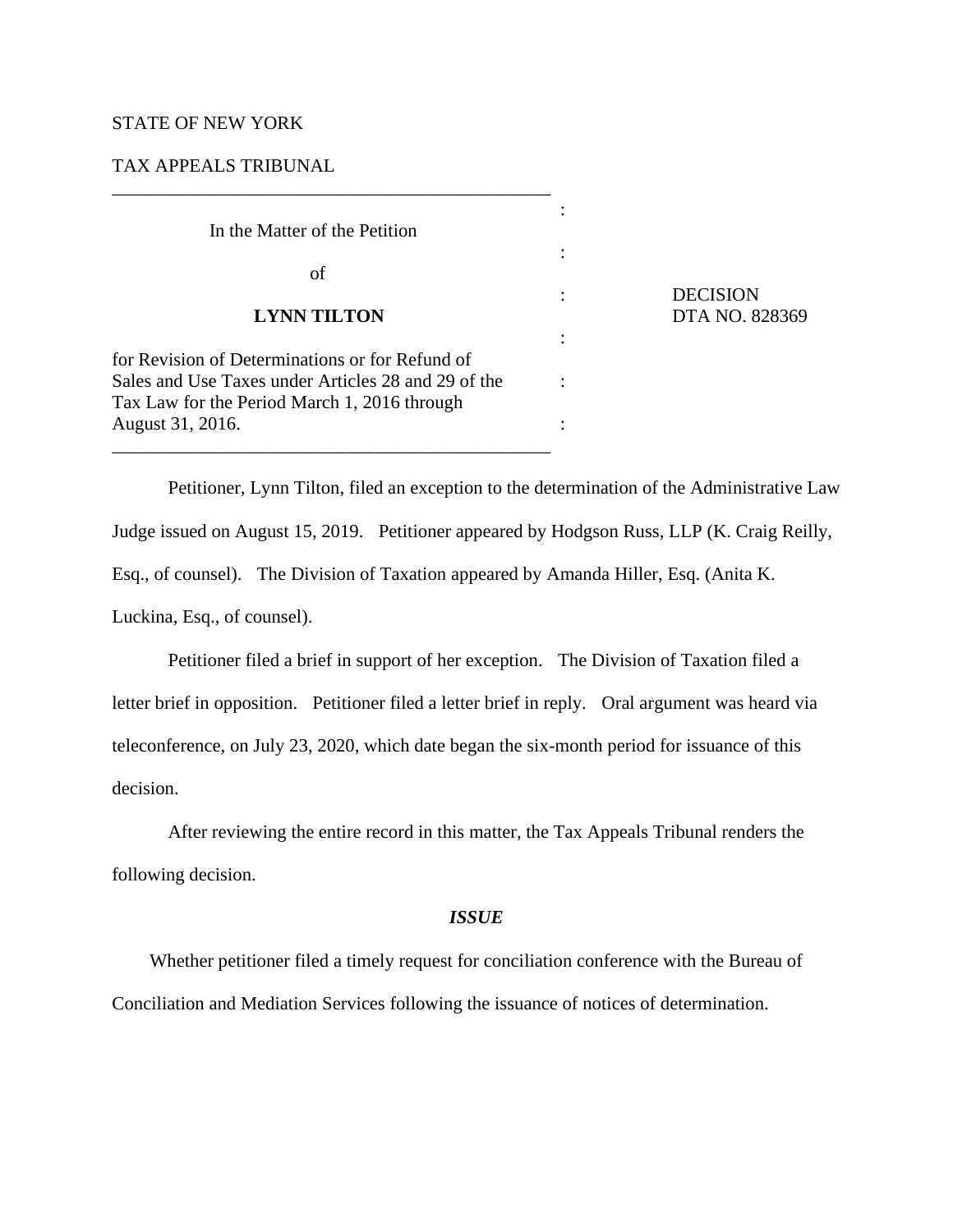STATE OF NEW YORK

TAX APPEALS TRIBUNAL

| | | |
|---|---|---|
| In the Matter of the Petition<br><br>of<br><br>**LYNN TILTON**<br><br>for Revision of Determinations or for Refund of Sales and Use Taxes under Articles 28 and 29 of the Tax Law for the Period March 1, 2016 through August 31, 2016. | :<br>:<br>:<br>:<br>:<br>: | DECISION<br>DTA NO. 828369 |

Petitioner, Lynn Tilton, filed an exception to the determination of the Administrative Law Judge issued on August 15, 2019. Petitioner appeared by Hodgson Russ, LLP (K. Craig Reilly, Esq., of counsel). The Division of Taxation appeared by Amanda Hiller, Esq. (Anita K. Luckina, Esq., of counsel).

Petitioner filed a brief in support of her exception. The Division of Taxation filed a letter brief in opposition. Petitioner filed a letter brief in reply. Oral argument was heard via teleconference, on July 23, 2020, which date began the six-month period for issuance of this decision.

After reviewing the entire record in this matter, the Tax Appeals Tribunal renders the following decision.

### *ISSUE*

Whether petitioner filed a timely request for conciliation conference with the Bureau of Conciliation and Mediation Services following the issuance of notices of determination.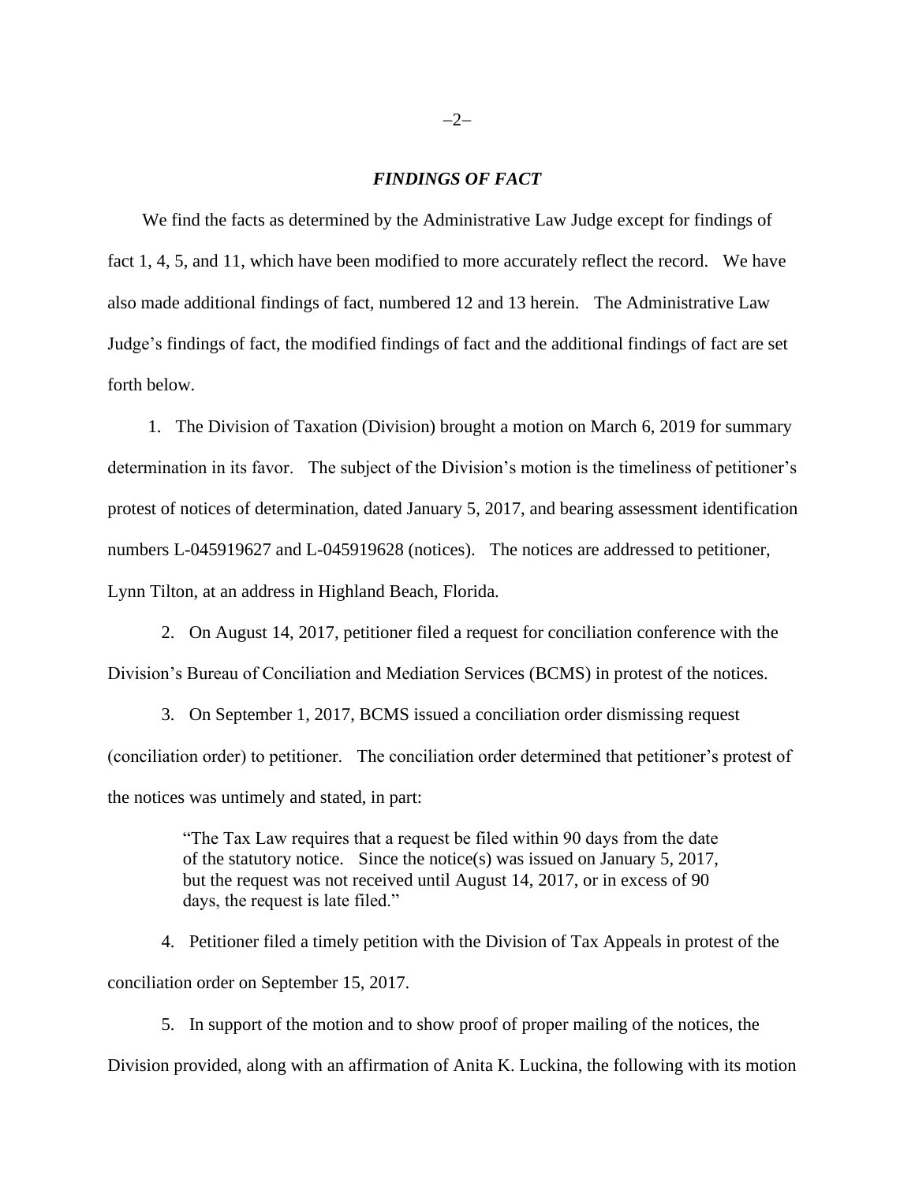## *FINDINGS OF FACT*

We find the facts as determined by the Administrative Law Judge except for findings of fact 1, 4, 5, and 11, which have been modified to more accurately reflect the record. We have also made additional findings of fact, numbered 12 and 13 herein. The Administrative Law Judge's findings of fact, the modified findings of fact and the additional findings of fact are set forth below.

1. The Division of Taxation (Division) brought a motion on March 6, 2019 for summary determination in its favor. The subject of the Division's motion is the timeliness of petitioner's protest of notices of determination, dated January 5, 2017, and bearing assessment identification numbers L-045919627 and L-045919628 (notices). The notices are addressed to petitioner, Lynn Tilton, at an address in Highland Beach, Florida.

2. On August 14, 2017, petitioner filed a request for conciliation conference with the Division's Bureau of Conciliation and Mediation Services (BCMS) in protest of the notices.

3. On September 1, 2017, BCMS issued a conciliation order dismissing request (conciliation order) to petitioner. The conciliation order determined that petitioner's protest of the notices was untimely and stated, in part:

> "The Tax Law requires that a request be filed within 90 days from the date of the statutory notice. Since the notice(s) was issued on January 5, 2017, but the request was not received until August 14, 2017, or in excess of 90 days, the request is late filed."

4. Petitioner filed a timely petition with the Division of Tax Appeals in protest of the conciliation order on September 15, 2017.

5. In support of the motion and to show proof of proper mailing of the notices, the Division provided, along with an affirmation of Anita K. Luckina, the following with its motion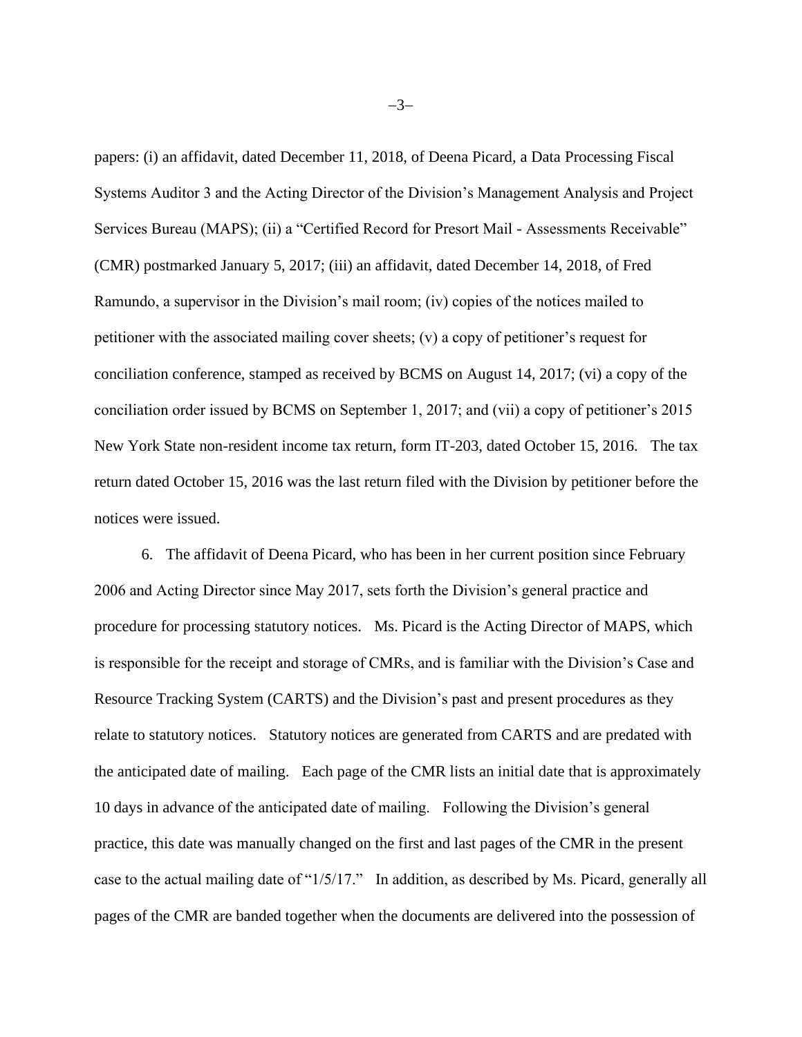papers: (i) an affidavit, dated December 11, 2018, of Deena Picard, a Data Processing Fiscal Systems Auditor 3 and the Acting Director of the Division's Management Analysis and Project Services Bureau (MAPS); (ii) a "Certified Record for Presort Mail - Assessments Receivable" (CMR) postmarked January 5, 2017; (iii) an affidavit, dated December 14, 2018, of Fred Ramundo, a supervisor in the Division's mail room; (iv) copies of the notices mailed to petitioner with the associated mailing cover sheets; (v) a copy of petitioner's request for conciliation conference, stamped as received by BCMS on August 14, 2017; (vi) a copy of the conciliation order issued by BCMS on September 1, 2017; and (vii) a copy of petitioner's 2015 New York State non-resident income tax return, form IT-203, dated October 15, 2016. The tax return dated October 15, 2016 was the last return filed with the Division by petitioner before the notices were issued.

6. The affidavit of Deena Picard, who has been in her current position since February 2006 and Acting Director since May 2017, sets forth the Division's general practice and procedure for processing statutory notices. Ms. Picard is the Acting Director of MAPS, which is responsible for the receipt and storage of CMRs, and is familiar with the Division's Case and Resource Tracking System (CARTS) and the Division's past and present procedures as they relate to statutory notices. Statutory notices are generated from CARTS and are predated with the anticipated date of mailing. Each page of the CMR lists an initial date that is approximately 10 days in advance of the anticipated date of mailing. Following the Division's general practice, this date was manually changed on the first and last pages of the CMR in the present case to the actual mailing date of "1/5/17." In addition, as described by Ms. Picard, generally all pages of the CMR are banded together when the documents are delivered into the possession of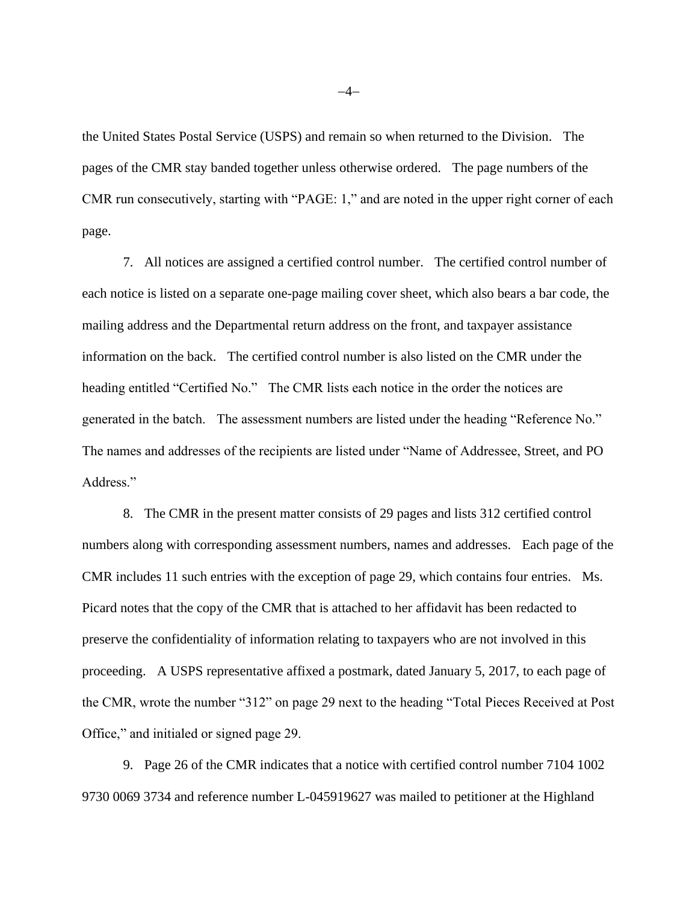the United States Postal Service (USPS) and remain so when returned to the Division. The pages of the CMR stay banded together unless otherwise ordered. The page numbers of the CMR run consecutively, starting with "PAGE: 1," and are noted in the upper right corner of each page.

7. All notices are assigned a certified control number. The certified control number of each notice is listed on a separate one-page mailing cover sheet, which also bears a bar code, the mailing address and the Departmental return address on the front, and taxpayer assistance information on the back. The certified control number is also listed on the CMR under the heading entitled "Certified No." The CMR lists each notice in the order the notices are generated in the batch. The assessment numbers are listed under the heading "Reference No." The names and addresses of the recipients are listed under "Name of Addressee, Street, and PO Address."

8. The CMR in the present matter consists of 29 pages and lists 312 certified control numbers along with corresponding assessment numbers, names and addresses. Each page of the CMR includes 11 such entries with the exception of page 29, which contains four entries. Ms. Picard notes that the copy of the CMR that is attached to her affidavit has been redacted to preserve the confidentiality of information relating to taxpayers who are not involved in this proceeding. A USPS representative affixed a postmark, dated January 5, 2017, to each page of the CMR, wrote the number "312" on page 29 next to the heading "Total Pieces Received at Post Office," and initialed or signed page 29.

9. Page 26 of the CMR indicates that a notice with certified control number 7104 1002 9730 0069 3734 and reference number L-045919627 was mailed to petitioner at the Highland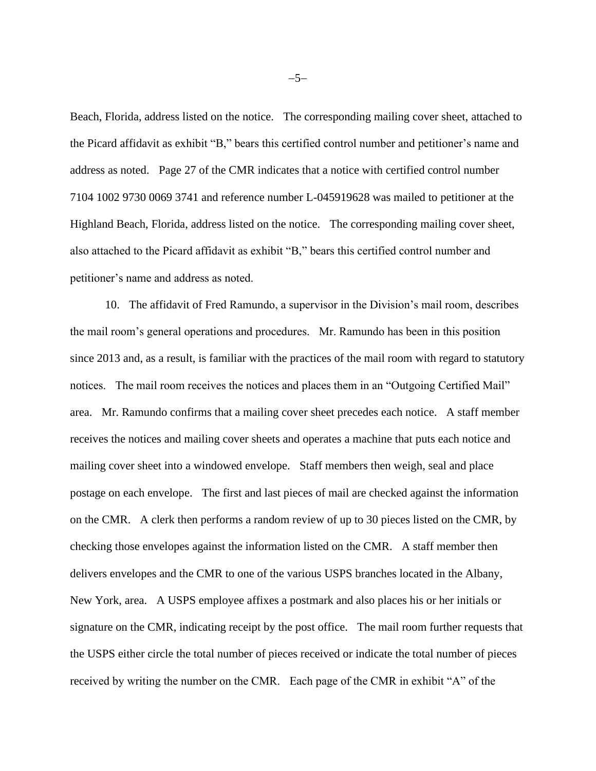Beach, Florida, address listed on the notice. The corresponding mailing cover sheet, attached to the Picard affidavit as exhibit "B," bears this certified control number and petitioner's name and address as noted. Page 27 of the CMR indicates that a notice with certified control number 7104 1002 9730 0069 3741 and reference number L-045919628 was mailed to petitioner at the Highland Beach, Florida, address listed on the notice. The corresponding mailing cover sheet, also attached to the Picard affidavit as exhibit "B," bears this certified control number and petitioner's name and address as noted.

10. The affidavit of Fred Ramundo, a supervisor in the Division's mail room, describes the mail room's general operations and procedures. Mr. Ramundo has been in this position since 2013 and, as a result, is familiar with the practices of the mail room with regard to statutory notices. The mail room receives the notices and places them in an "Outgoing Certified Mail" area. Mr. Ramundo confirms that a mailing cover sheet precedes each notice. A staff member receives the notices and mailing cover sheets and operates a machine that puts each notice and mailing cover sheet into a windowed envelope. Staff members then weigh, seal and place postage on each envelope. The first and last pieces of mail are checked against the information on the CMR. A clerk then performs a random review of up to 30 pieces listed on the CMR, by checking those envelopes against the information listed on the CMR. A staff member then delivers envelopes and the CMR to one of the various USPS branches located in the Albany, New York, area. A USPS employee affixes a postmark and also places his or her initials or signature on the CMR, indicating receipt by the post office. The mail room further requests that the USPS either circle the total number of pieces received or indicate the total number of pieces received by writing the number on the CMR. Each page of the CMR in exhibit "A" of the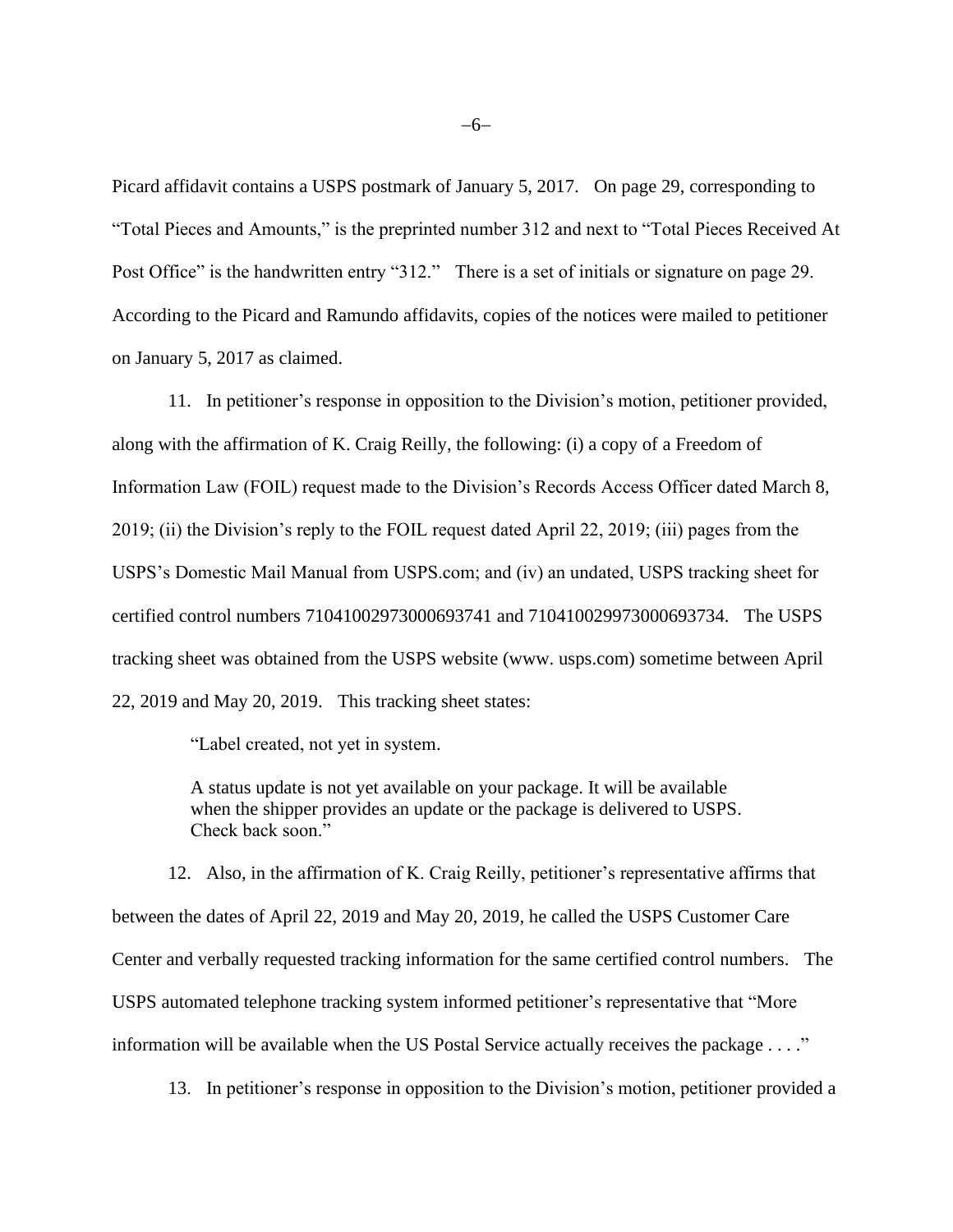Picard affidavit contains a USPS postmark of January 5, 2017. On page 29, corresponding to "Total Pieces and Amounts," is the preprinted number 312 and next to "Total Pieces Received At Post Office" is the handwritten entry "312." There is a set of initials or signature on page 29. According to the Picard and Ramundo affidavits, copies of the notices were mailed to petitioner on January 5, 2017 as claimed.

11. In petitioner's response in opposition to the Division's motion, petitioner provided, along with the affirmation of K. Craig Reilly, the following: (i) a copy of a Freedom of Information Law (FOIL) request made to the Division's Records Access Officer dated March 8, 2019; (ii) the Division's reply to the FOIL request dated April 22, 2019; (iii) pages from the USPS's Domestic Mail Manual from USPS.com; and (iv) an undated, USPS tracking sheet for certified control numbers 71041002973000693741 and 71041002973000693734. The USPS tracking sheet was obtained from the USPS website (www. usps.com) sometime between April 22, 2019 and May 20, 2019. This tracking sheet states:

> "Label created, not yet in system.
>
> A status update is not yet available on your package. It will be available when the shipper provides an update or the package is delivered to USPS. Check back soon."

12. Also, in the affirmation of K. Craig Reilly, petitioner's representative affirms that between the dates of April 22, 2019 and May 20, 2019, he called the USPS Customer Care Center and verbally requested tracking information for the same certified control numbers. The USPS automated telephone tracking system informed petitioner's representative that "More information will be available when the US Postal Service actually receives the package . . . ."

13. In petitioner's response in opposition to the Division's motion, petitioner provided a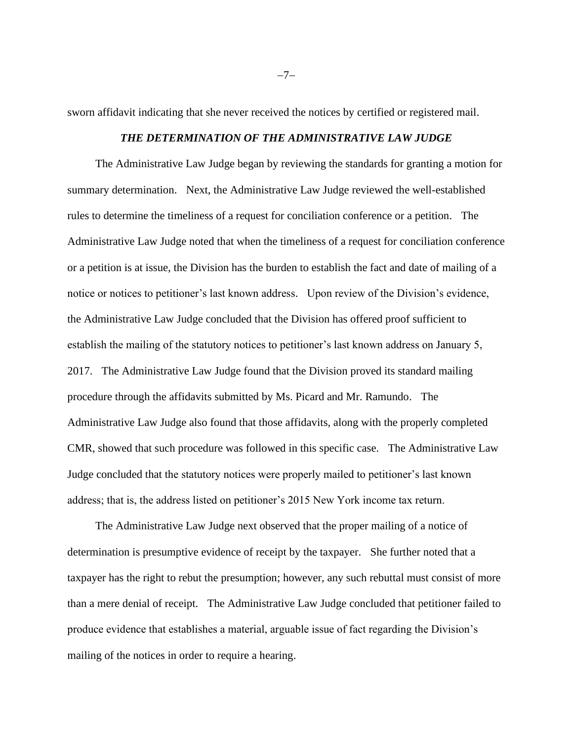sworn affidavit indicating that she never received the notices by certified or registered mail.

### *THE DETERMINATION OF THE ADMINISTRATIVE LAW JUDGE*

The Administrative Law Judge began by reviewing the standards for granting a motion for summary determination. Next, the Administrative Law Judge reviewed the well-established rules to determine the timeliness of a request for conciliation conference or a petition. The Administrative Law Judge noted that when the timeliness of a request for conciliation conference or a petition is at issue, the Division has the burden to establish the fact and date of mailing of a notice or notices to petitioner's last known address. Upon review of the Division's evidence, the Administrative Law Judge concluded that the Division has offered proof sufficient to establish the mailing of the statutory notices to petitioner's last known address on January 5, 2017. The Administrative Law Judge found that the Division proved its standard mailing procedure through the affidavits submitted by Ms. Picard and Mr. Ramundo. The Administrative Law Judge also found that those affidavits, along with the properly completed CMR, showed that such procedure was followed in this specific case. The Administrative Law Judge concluded that the statutory notices were properly mailed to petitioner's last known address; that is, the address listed on petitioner's 2015 New York income tax return.

The Administrative Law Judge next observed that the proper mailing of a notice of determination is presumptive evidence of receipt by the taxpayer. She further noted that a taxpayer has the right to rebut the presumption; however, any such rebuttal must consist of more than a mere denial of receipt. The Administrative Law Judge concluded that petitioner failed to produce evidence that establishes a material, arguable issue of fact regarding the Division's mailing of the notices in order to require a hearing.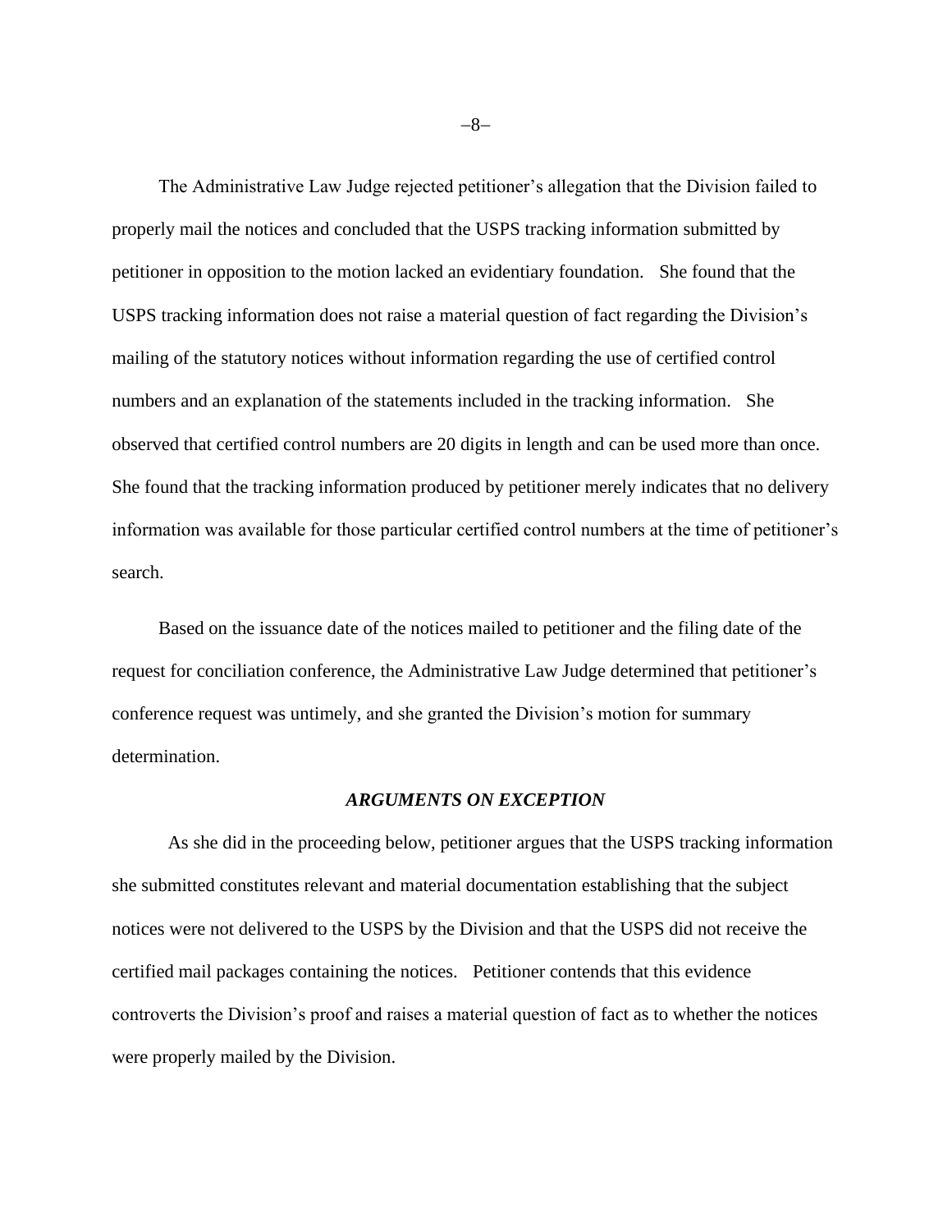The Administrative Law Judge rejected petitioner's allegation that the Division failed to properly mail the notices and concluded that the USPS tracking information submitted by petitioner in opposition to the motion lacked an evidentiary foundation. She found that the USPS tracking information does not raise a material question of fact regarding the Division's mailing of the statutory notices without information regarding the use of certified control numbers and an explanation of the statements included in the tracking information. She observed that certified control numbers are 20 digits in length and can be used more than once. She found that the tracking information produced by petitioner merely indicates that no delivery information was available for those particular certified control numbers at the time of petitioner's search.

Based on the issuance date of the notices mailed to petitioner and the filing date of the request for conciliation conference, the Administrative Law Judge determined that petitioner's conference request was untimely, and she granted the Division's motion for summary determination.

### *ARGUMENTS ON EXCEPTION*

As she did in the proceeding below, petitioner argues that the USPS tracking information she submitted constitutes relevant and material documentation establishing that the subject notices were not delivered to the USPS by the Division and that the USPS did not receive the certified mail packages containing the notices. Petitioner contends that this evidence controverts the Division's proof and raises a material question of fact as to whether the notices were properly mailed by the Division.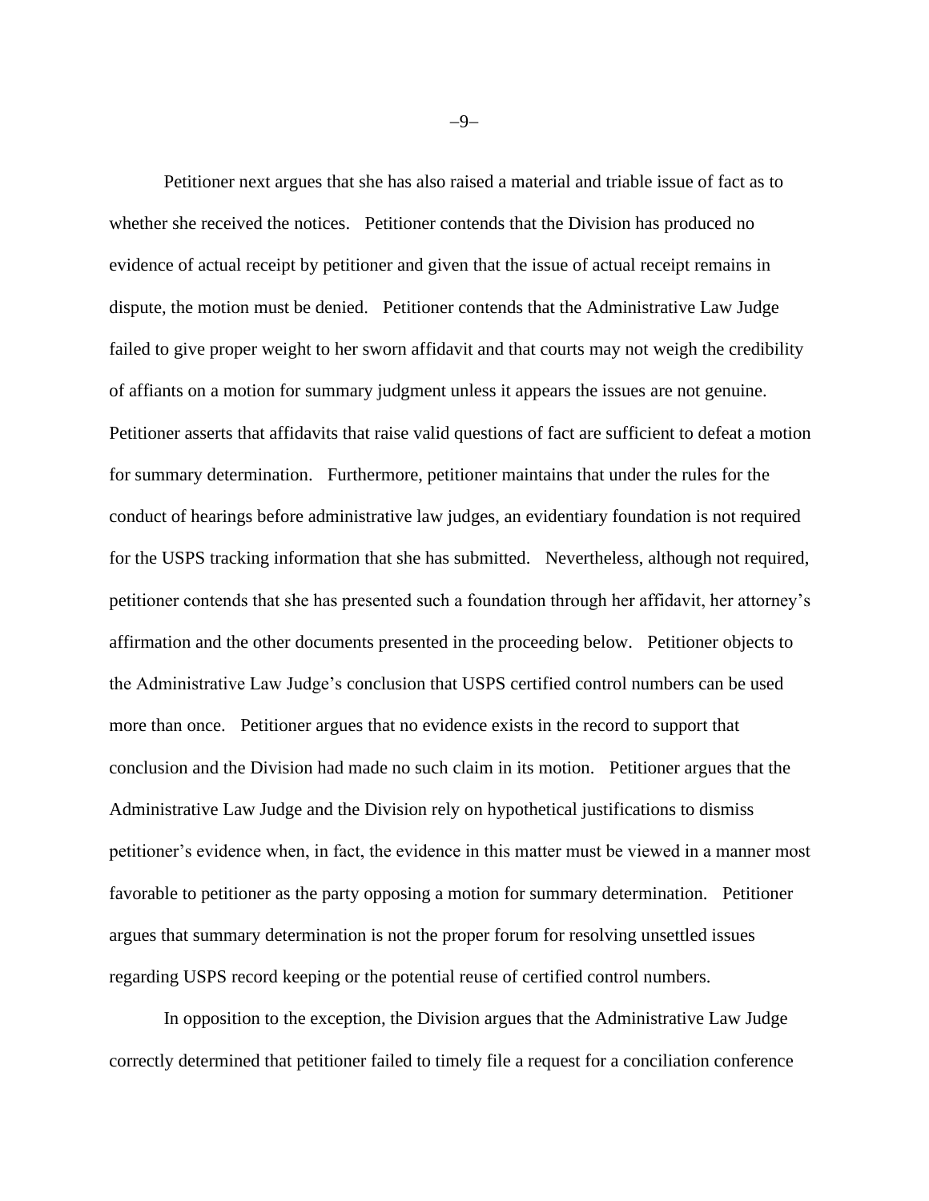Petitioner next argues that she has also raised a material and triable issue of fact as to whether she received the notices. Petitioner contends that the Division has produced no evidence of actual receipt by petitioner and given that the issue of actual receipt remains in dispute, the motion must be denied. Petitioner contends that the Administrative Law Judge failed to give proper weight to her sworn affidavit and that courts may not weigh the credibility of affiants on a motion for summary judgment unless it appears the issues are not genuine. Petitioner asserts that affidavits that raise valid questions of fact are sufficient to defeat a motion for summary determination. Furthermore, petitioner maintains that under the rules for the conduct of hearings before administrative law judges, an evidentiary foundation is not required for the USPS tracking information that she has submitted. Nevertheless, although not required, petitioner contends that she has presented such a foundation through her affidavit, her attorney's affirmation and the other documents presented in the proceeding below. Petitioner objects to the Administrative Law Judge's conclusion that USPS certified control numbers can be used more than once. Petitioner argues that no evidence exists in the record to support that conclusion and the Division had made no such claim in its motion. Petitioner argues that the Administrative Law Judge and the Division rely on hypothetical justifications to dismiss petitioner's evidence when, in fact, the evidence in this matter must be viewed in a manner most favorable to petitioner as the party opposing a motion for summary determination. Petitioner argues that summary determination is not the proper forum for resolving unsettled issues regarding USPS record keeping or the potential reuse of certified control numbers.

In opposition to the exception, the Division argues that the Administrative Law Judge correctly determined that petitioner failed to timely file a request for a conciliation conference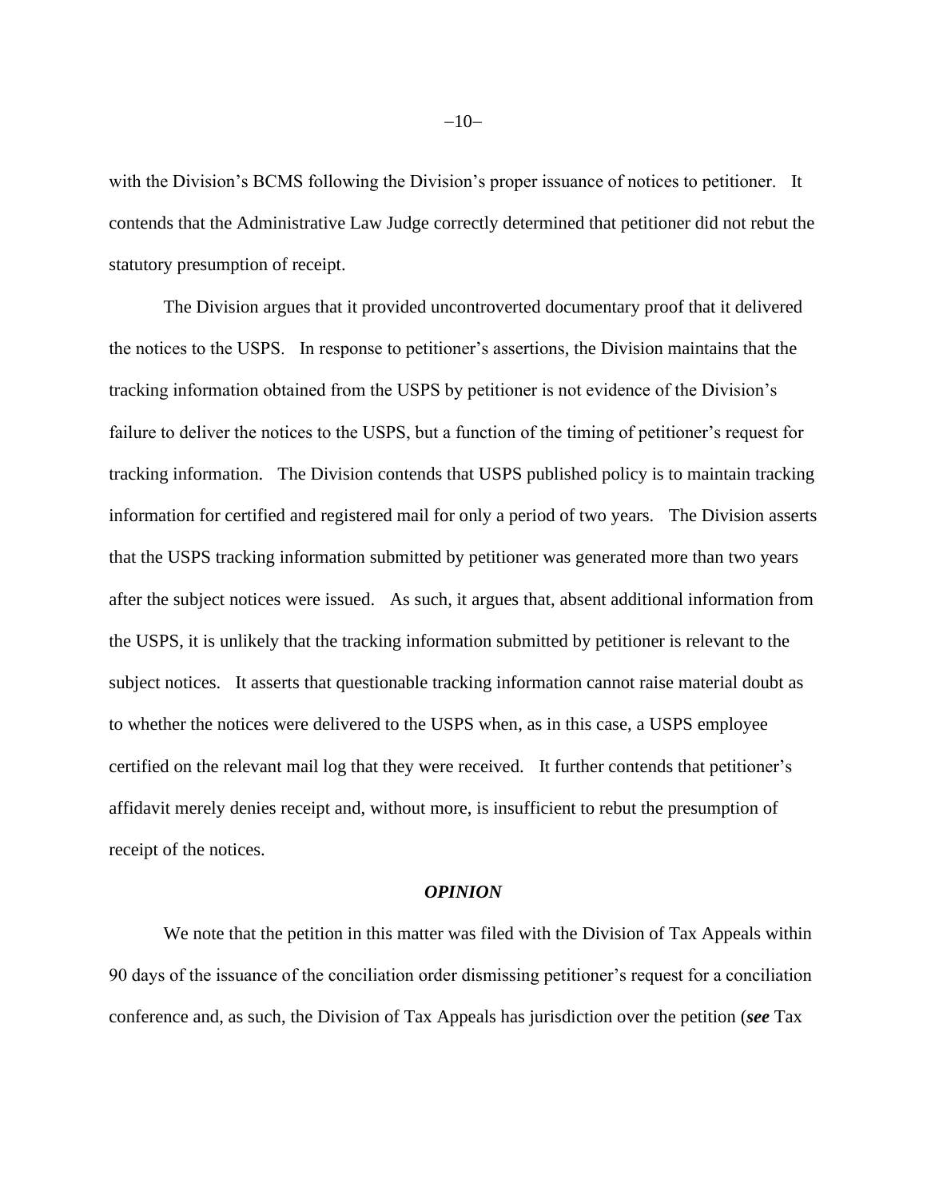with the Division's BCMS following the Division's proper issuance of notices to petitioner. It contends that the Administrative Law Judge correctly determined that petitioner did not rebut the statutory presumption of receipt.

The Division argues that it provided uncontroverted documentary proof that it delivered the notices to the USPS. In response to petitioner's assertions, the Division maintains that the tracking information obtained from the USPS by petitioner is not evidence of the Division's failure to deliver the notices to the USPS, but a function of the timing of petitioner's request for tracking information. The Division contends that USPS published policy is to maintain tracking information for certified and registered mail for only a period of two years. The Division asserts that the USPS tracking information submitted by petitioner was generated more than two years after the subject notices were issued. As such, it argues that, absent additional information from the USPS, it is unlikely that the tracking information submitted by petitioner is relevant to the subject notices. It asserts that questionable tracking information cannot raise material doubt as to whether the notices were delivered to the USPS when, as in this case, a USPS employee certified on the relevant mail log that they were received. It further contends that petitioner's affidavit merely denies receipt and, without more, is insufficient to rebut the presumption of receipt of the notices.

### *OPINION*

We note that the petition in this matter was filed with the Division of Tax Appeals within 90 days of the issuance of the conciliation order dismissing petitioner's request for a conciliation conference and, as such, the Division of Tax Appeals has jurisdiction over the petition (***see*** Tax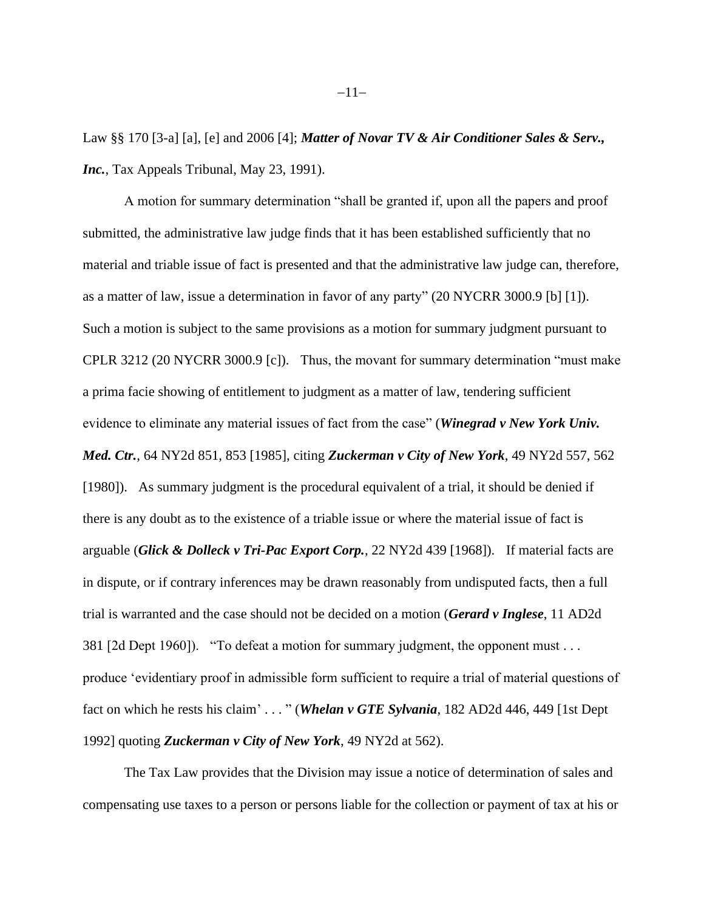Law §§ 170 [3-a] [a], [e] and 2006 [4]; ***Matter of Novar TV & Air Conditioner Sales & Serv., Inc.***, Tax Appeals Tribunal, May 23, 1991).

A motion for summary determination "shall be granted if, upon all the papers and proof submitted, the administrative law judge finds that it has been established sufficiently that no material and triable issue of fact is presented and that the administrative law judge can, therefore, as a matter of law, issue a determination in favor of any party" (20 NYCRR 3000.9 [b] [1]). Such a motion is subject to the same provisions as a motion for summary judgment pursuant to CPLR 3212 (20 NYCRR 3000.9 [c]). Thus, the movant for summary determination "must make a prima facie showing of entitlement to judgment as a matter of law, tendering sufficient evidence to eliminate any material issues of fact from the case" (***Winegrad v New York Univ. Med. Ctr.***, 64 NY2d 851, 853 [1985], citing ***Zuckerman v City of New York***, 49 NY2d 557, 562 [1980]). As summary judgment is the procedural equivalent of a trial, it should be denied if there is any doubt as to the existence of a triable issue or where the material issue of fact is arguable (***Glick & Dolleck v Tri-Pac Export Corp.***, 22 NY2d 439 [1968]). If material facts are in dispute, or if contrary inferences may be drawn reasonably from undisputed facts, then a full trial is warranted and the case should not be decided on a motion (***Gerard v Inglese***, 11 AD2d 381 [2d Dept 1960]). "To defeat a motion for summary judgment, the opponent must . . . produce 'evidentiary proof in admissible form sufficient to require a trial of material questions of fact on which he rests his claim' . . . " (***Whelan v GTE Sylvania***, 182 AD2d 446, 449 [1st Dept 1992] quoting ***Zuckerman v City of New York***, 49 NY2d at 562).

The Tax Law provides that the Division may issue a notice of determination of sales and compensating use taxes to a person or persons liable for the collection or payment of tax at his or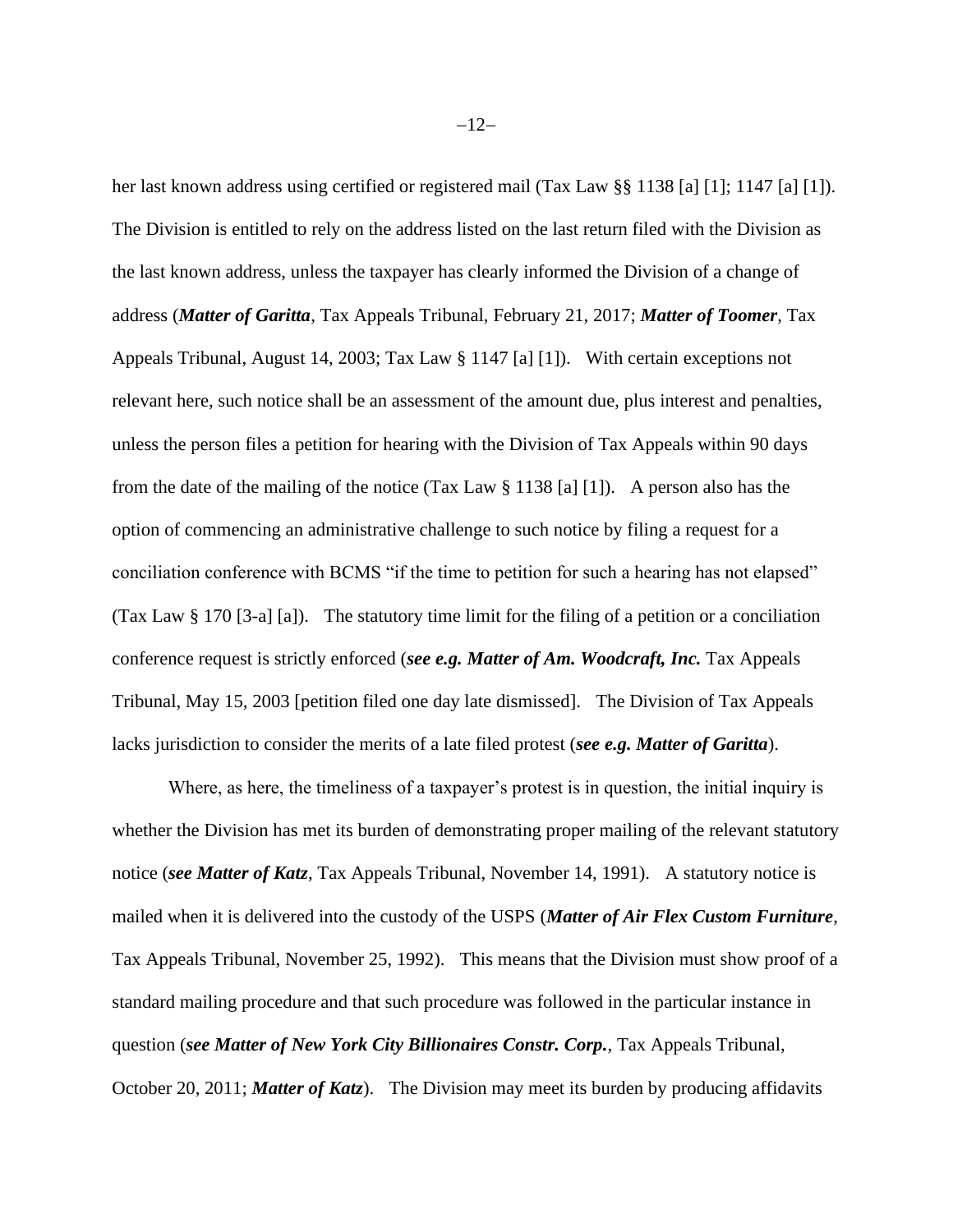her last known address using certified or registered mail (Tax Law §§ 1138 [a] [1]; 1147 [a] [1]). The Division is entitled to rely on the address listed on the last return filed with the Division as the last known address, unless the taxpayer has clearly informed the Division of a change of address (***Matter of Garitta***, Tax Appeals Tribunal, February 21, 2017; ***Matter of Toomer***, Tax Appeals Tribunal, August 14, 2003; Tax Law § 1147 [a] [1]). With certain exceptions not relevant here, such notice shall be an assessment of the amount due, plus interest and penalties, unless the person files a petition for hearing with the Division of Tax Appeals within 90 days from the date of the mailing of the notice (Tax Law § 1138 [a] [1]). A person also has the option of commencing an administrative challenge to such notice by filing a request for a conciliation conference with BCMS "if the time to petition for such a hearing has not elapsed" (Tax Law § 170 [3-a] [a]). The statutory time limit for the filing of a petition or a conciliation conference request is strictly enforced (***see e.g. Matter of Am. Woodcraft, Inc.*** Tax Appeals Tribunal, May 15, 2003 [petition filed one day late dismissed]. The Division of Tax Appeals lacks jurisdiction to consider the merits of a late filed protest (***see e.g. Matter of Garitta***).

Where, as here, the timeliness of a taxpayer's protest is in question, the initial inquiry is whether the Division has met its burden of demonstrating proper mailing of the relevant statutory notice (***see Matter of Katz***, Tax Appeals Tribunal, November 14, 1991). A statutory notice is mailed when it is delivered into the custody of the USPS (***Matter of Air Flex Custom Furniture***, Tax Appeals Tribunal, November 25, 1992). This means that the Division must show proof of a standard mailing procedure and that such procedure was followed in the particular instance in question (***see Matter of New York City Billionaires Constr. Corp.***, Tax Appeals Tribunal, October 20, 2011; ***Matter of Katz***). The Division may meet its burden by producing affidavits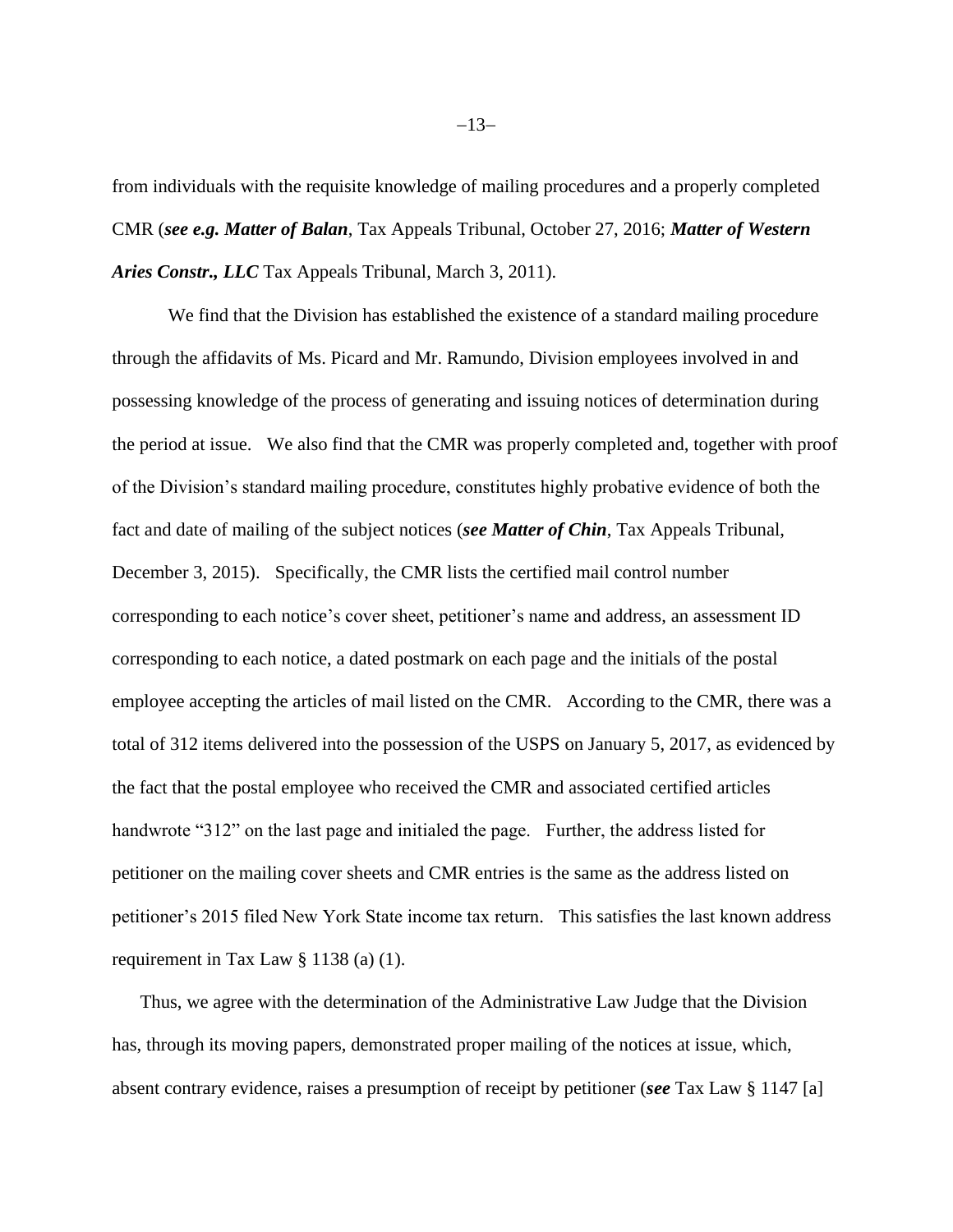from individuals with the requisite knowledge of mailing procedures and a properly completed CMR (***see e.g. Matter of Balan***, Tax Appeals Tribunal, October 27, 2016; ***Matter of Western Aries Constr., LLC*** Tax Appeals Tribunal, March 3, 2011).

We find that the Division has established the existence of a standard mailing procedure through the affidavits of Ms. Picard and Mr. Ramundo, Division employees involved in and possessing knowledge of the process of generating and issuing notices of determination during the period at issue. We also find that the CMR was properly completed and, together with proof of the Division's standard mailing procedure, constitutes highly probative evidence of both the fact and date of mailing of the subject notices (***see Matter of Chin***, Tax Appeals Tribunal, December 3, 2015). Specifically, the CMR lists the certified mail control number corresponding to each notice's cover sheet, petitioner's name and address, an assessment ID corresponding to each notice, a dated postmark on each page and the initials of the postal employee accepting the articles of mail listed on the CMR. According to the CMR, there was a total of 312 items delivered into the possession of the USPS on January 5, 2017, as evidenced by the fact that the postal employee who received the CMR and associated certified articles handwrote "312" on the last page and initialed the page. Further, the address listed for petitioner on the mailing cover sheets and CMR entries is the same as the address listed on petitioner's 2015 filed New York State income tax return. This satisfies the last known address requirement in Tax Law § 1138 (a) (1).

Thus, we agree with the determination of the Administrative Law Judge that the Division has, through its moving papers, demonstrated proper mailing of the notices at issue, which, absent contrary evidence, raises a presumption of receipt by petitioner (***see*** Tax Law § 1147 [a]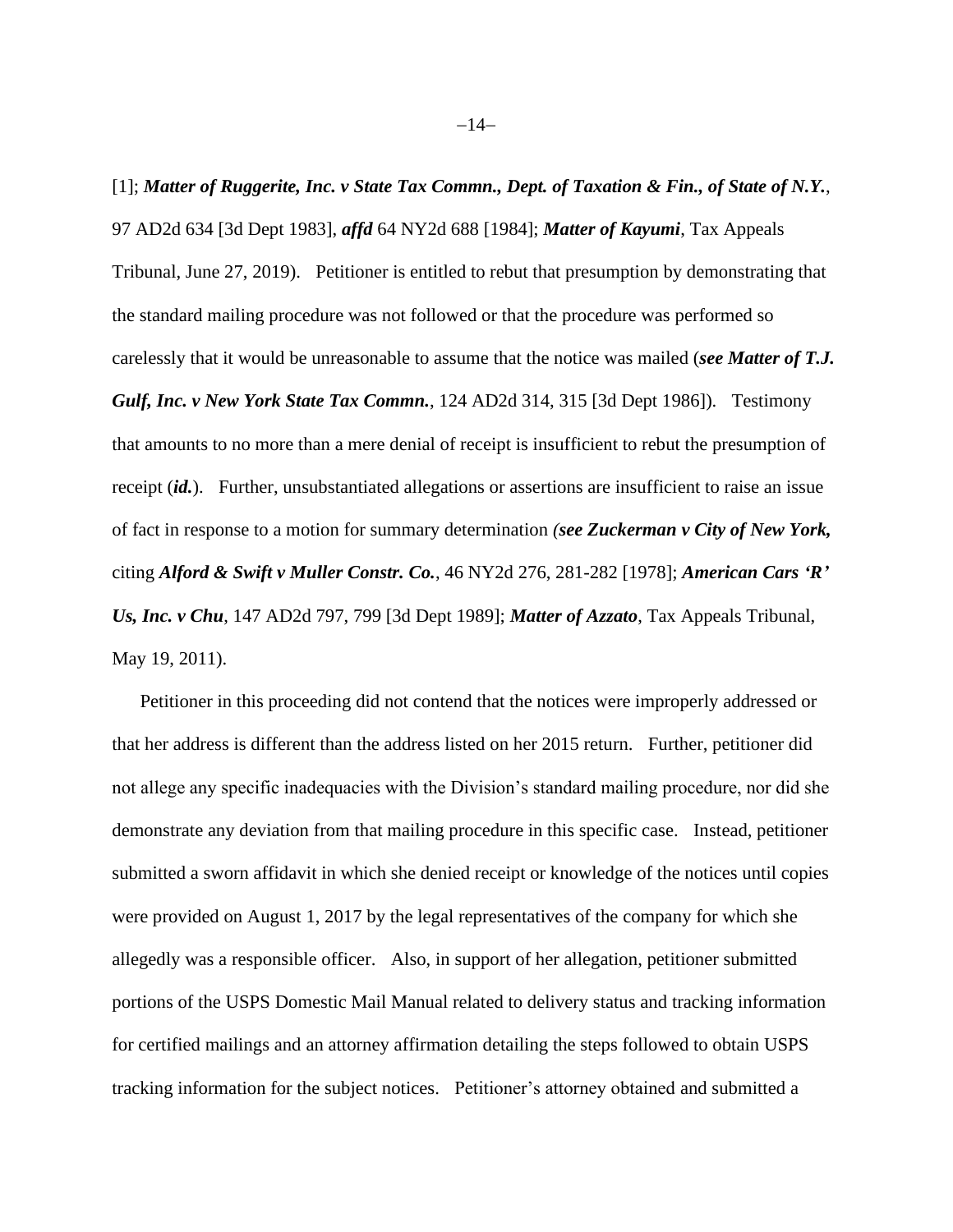[1]; ***Matter of Ruggerite, Inc. v State Tax Commn., Dept. of Taxation & Fin., of State of N.Y.***, 97 AD2d 634 [3d Dept 1983], ***affd*** 64 NY2d 688 [1984]; ***Matter of Kayumi***, Tax Appeals Tribunal, June 27, 2019). Petitioner is entitled to rebut that presumption by demonstrating that the standard mailing procedure was not followed or that the procedure was performed so carelessly that it would be unreasonable to assume that the notice was mailed (***see Matter of T.J. Gulf, Inc. v New York State Tax Commn.***, 124 AD2d 314, 315 [3d Dept 1986]). Testimony that amounts to no more than a mere denial of receipt is insufficient to rebut the presumption of receipt (***id.***). Further, unsubstantiated allegations or assertions are insufficient to raise an issue of fact in response to a motion for summary determination *(**see Zuckerman v City of New York,*** citing ***Alford & Swift v Muller Constr. Co.***, 46 NY2d 276, 281-282 [1978]; ***American Cars 'R' Us, Inc. v Chu***, 147 AD2d 797, 799 [3d Dept 1989]; ***Matter of Azzato***, Tax Appeals Tribunal, May 19, 2011).

Petitioner in this proceeding did not contend that the notices were improperly addressed or that her address is different than the address listed on her 2015 return. Further, petitioner did not allege any specific inadequacies with the Division's standard mailing procedure, nor did she demonstrate any deviation from that mailing procedure in this specific case. Instead, petitioner submitted a sworn affidavit in which she denied receipt or knowledge of the notices until copies were provided on August 1, 2017 by the legal representatives of the company for which she allegedly was a responsible officer. Also, in support of her allegation, petitioner submitted portions of the USPS Domestic Mail Manual related to delivery status and tracking information for certified mailings and an attorney affirmation detailing the steps followed to obtain USPS tracking information for the subject notices. Petitioner's attorney obtained and submitted a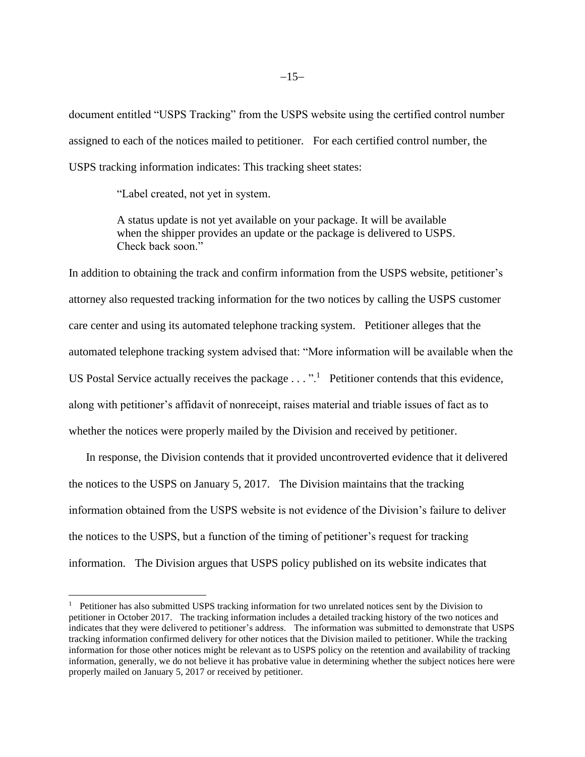document entitled "USPS Tracking" from the USPS website using the certified control number assigned to each of the notices mailed to petitioner. For each certified control number, the USPS tracking information indicates: This tracking sheet states:

> "Label created, not yet in system.
>
> A status update is not yet available on your package. It will be available when the shipper provides an update or the package is delivered to USPS. Check back soon."

In addition to obtaining the track and confirm information from the USPS website, petitioner's attorney also requested tracking information for the two notices by calling the USPS customer care center and using its automated telephone tracking system. Petitioner alleges that the automated telephone tracking system advised that: "More information will be available when the US Postal Service actually receives the package . . . ".[1] Petitioner contends that this evidence, along with petitioner's affidavit of nonreceipt, raises material and triable issues of fact as to whether the notices were properly mailed by the Division and received by petitioner.

In response, the Division contends that it provided uncontroverted evidence that it delivered the notices to the USPS on January 5, 2017. The Division maintains that the tracking information obtained from the USPS website is not evidence of the Division's failure to deliver the notices to the USPS, but a function of the timing of petitioner's request for tracking information. The Division argues that USPS policy published on its website indicates that

---

[1] Petitioner has also submitted USPS tracking information for two unrelated notices sent by the Division to petitioner in October 2017. The tracking information includes a detailed tracking history of the two notices and indicates that they were delivered to petitioner's address. The information was submitted to demonstrate that USPS tracking information confirmed delivery for other notices that the Division mailed to petitioner. While the tracking information for those other notices might be relevant as to USPS policy on the retention and availability of tracking information, generally, we do not believe it has probative value in determining whether the subject notices here were properly mailed on January 5, 2017 or received by petitioner.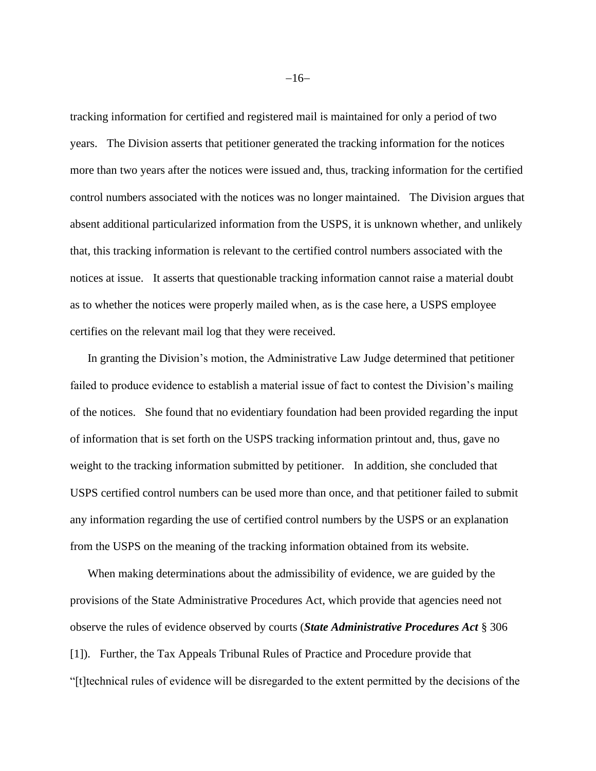tracking information for certified and registered mail is maintained for only a period of two years. The Division asserts that petitioner generated the tracking information for the notices more than two years after the notices were issued and, thus, tracking information for the certified control numbers associated with the notices was no longer maintained. The Division argues that absent additional particularized information from the USPS, it is unknown whether, and unlikely that, this tracking information is relevant to the certified control numbers associated with the notices at issue. It asserts that questionable tracking information cannot raise a material doubt as to whether the notices were properly mailed when, as is the case here, a USPS employee certifies on the relevant mail log that they were received.

In granting the Division's motion, the Administrative Law Judge determined that petitioner failed to produce evidence to establish a material issue of fact to contest the Division's mailing of the notices. She found that no evidentiary foundation had been provided regarding the input of information that is set forth on the USPS tracking information printout and, thus, gave no weight to the tracking information submitted by petitioner. In addition, she concluded that USPS certified control numbers can be used more than once, and that petitioner failed to submit any information regarding the use of certified control numbers by the USPS or an explanation from the USPS on the meaning of the tracking information obtained from its website.

When making determinations about the admissibility of evidence, we are guided by the provisions of the State Administrative Procedures Act, which provide that agencies need not observe the rules of evidence observed by courts (***State Administrative Procedures Act*** § 306 [1]). Further, the Tax Appeals Tribunal Rules of Practice and Procedure provide that "[t]technical rules of evidence will be disregarded to the extent permitted by the decisions of the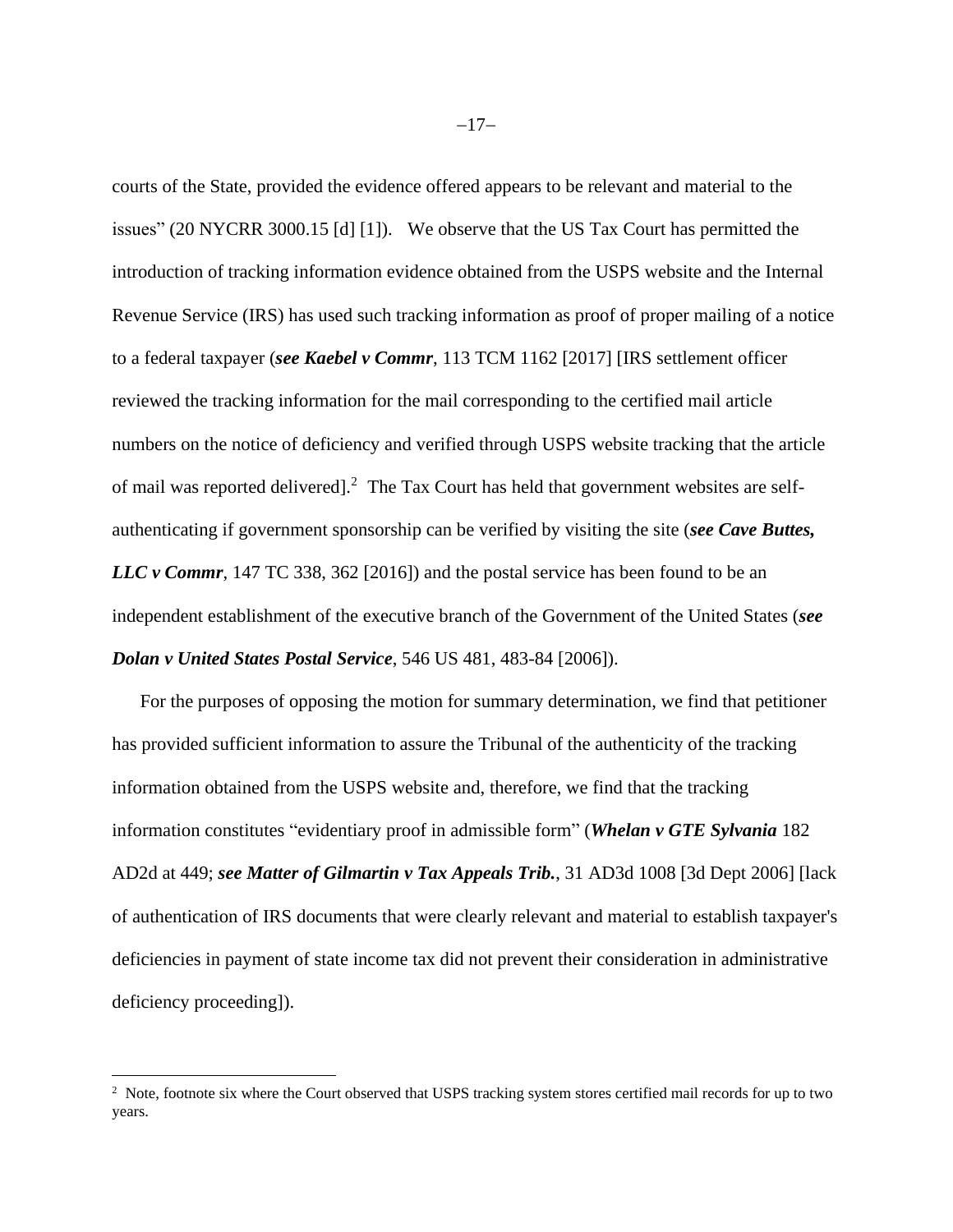courts of the State, provided the evidence offered appears to be relevant and material to the issues" (20 NYCRR 3000.15 [d] [1]). We observe that the US Tax Court has permitted the introduction of tracking information evidence obtained from the USPS website and the Internal Revenue Service (IRS) has used such tracking information as proof of proper mailing of a notice to a federal taxpayer (***see Kaebel v Commr***, 113 TCM 1162 [2017] [IRS settlement officer reviewed the tracking information for the mail corresponding to the certified mail article numbers on the notice of deficiency and verified through USPS website tracking that the article of mail was reported delivered].[2] The Tax Court has held that government websites are self-authenticating if government sponsorship can be verified by visiting the site (***see Cave Buttes, LLC v Commr***, 147 TC 338, 362 [2016]) and the postal service has been found to be an independent establishment of the executive branch of the Government of the United States (***see Dolan v United States Postal Service***, 546 US 481, 483-84 [2006]).

For the purposes of opposing the motion for summary determination, we find that petitioner has provided sufficient information to assure the Tribunal of the authenticity of the tracking information obtained from the USPS website and, therefore, we find that the tracking information constitutes "evidentiary proof in admissible form" (***Whelan v GTE Sylvania*** 182 AD2d at 449; ***see Matter of Gilmartin v Tax Appeals Trib.***, 31 AD3d 1008 [3d Dept 2006] [lack of authentication of IRS documents that were clearly relevant and material to establish taxpayer's deficiencies in payment of state income tax did not prevent their consideration in administrative deficiency proceeding]).

---

[2] Note, footnote six where the Court observed that USPS tracking system stores certified mail records for up to two years.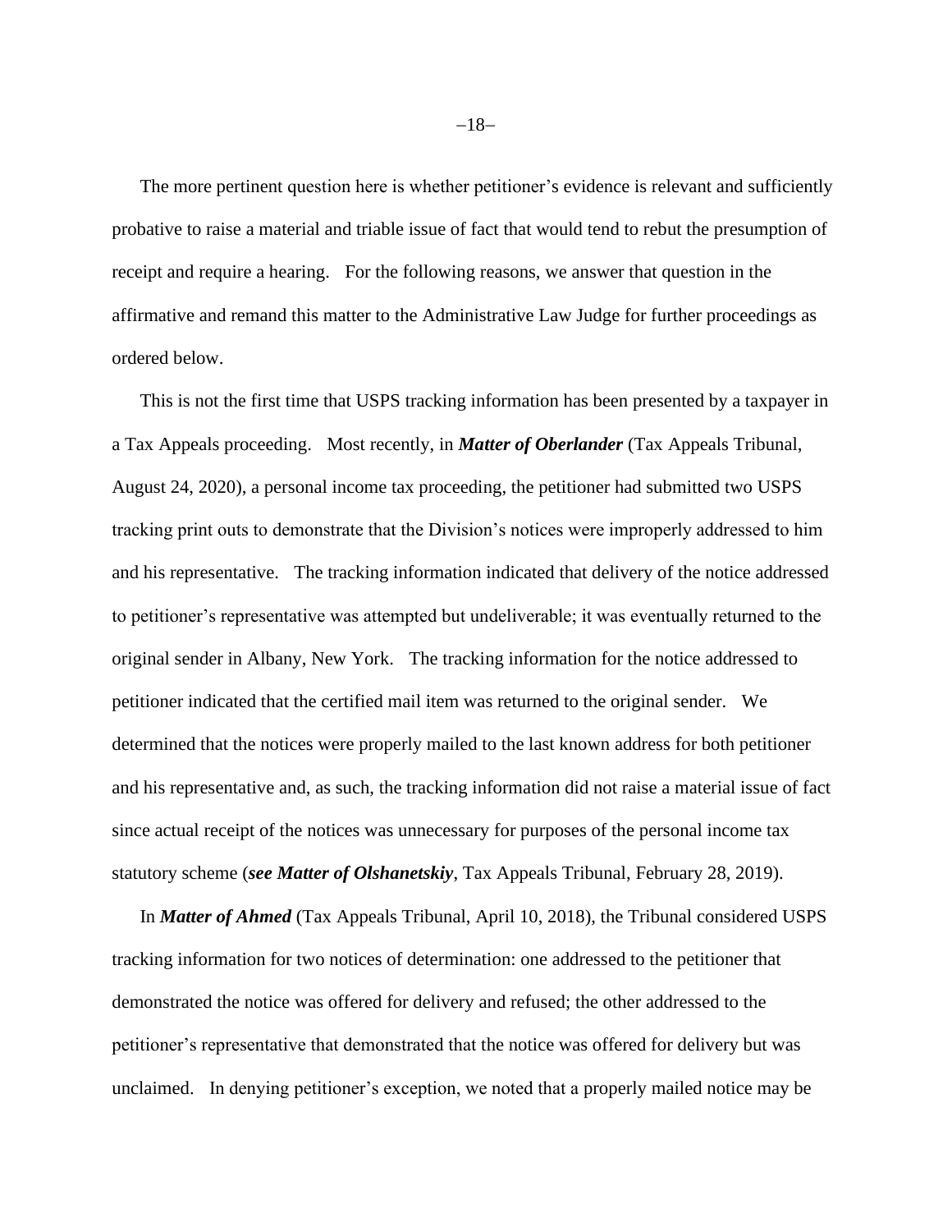The more pertinent question here is whether petitioner's evidence is relevant and sufficiently probative to raise a material and triable issue of fact that would tend to rebut the presumption of receipt and require a hearing. For the following reasons, we answer that question in the affirmative and remand this matter to the Administrative Law Judge for further proceedings as ordered below.

This is not the first time that USPS tracking information has been presented by a taxpayer in a Tax Appeals proceeding. Most recently, in ***Matter of Oberlander*** (Tax Appeals Tribunal, August 24, 2020), a personal income tax proceeding, the petitioner had submitted two USPS tracking print outs to demonstrate that the Division's notices were improperly addressed to him and his representative. The tracking information indicated that delivery of the notice addressed to petitioner's representative was attempted but undeliverable; it was eventually returned to the original sender in Albany, New York. The tracking information for the notice addressed to petitioner indicated that the certified mail item was returned to the original sender. We determined that the notices were properly mailed to the last known address for both petitioner and his representative and, as such, the tracking information did not raise a material issue of fact since actual receipt of the notices was unnecessary for purposes of the personal income tax statutory scheme (***see Matter of Olshanetskiy***, Tax Appeals Tribunal, February 28, 2019).

In ***Matter of Ahmed*** (Tax Appeals Tribunal, April 10, 2018), the Tribunal considered USPS tracking information for two notices of determination: one addressed to the petitioner that demonstrated the notice was offered for delivery and refused; the other addressed to the petitioner's representative that demonstrated that the notice was offered for delivery but was unclaimed. In denying petitioner's exception, we noted that a properly mailed notice may be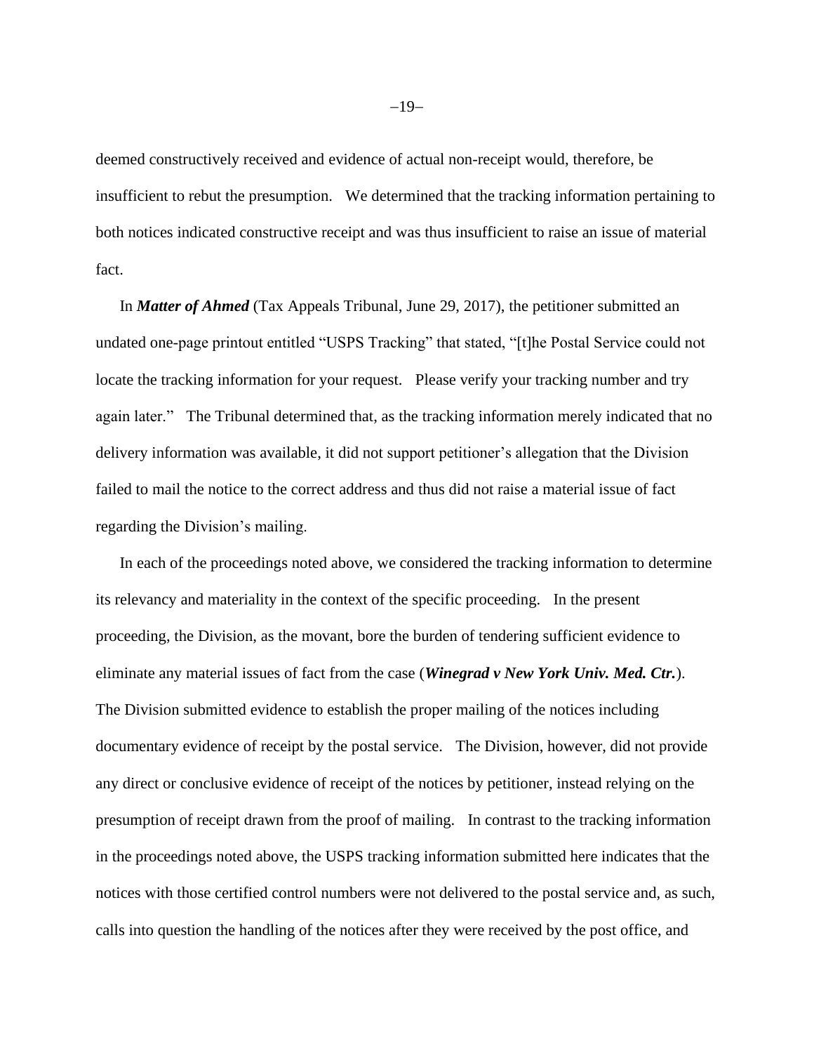deemed constructively received and evidence of actual non-receipt would, therefore, be insufficient to rebut the presumption. We determined that the tracking information pertaining to both notices indicated constructive receipt and was thus insufficient to raise an issue of material fact.

In ***Matter of Ahmed*** (Tax Appeals Tribunal, June 29, 2017), the petitioner submitted an undated one-page printout entitled "USPS Tracking" that stated, "[t]he Postal Service could not locate the tracking information for your request. Please verify your tracking number and try again later." The Tribunal determined that, as the tracking information merely indicated that no delivery information was available, it did not support petitioner's allegation that the Division failed to mail the notice to the correct address and thus did not raise a material issue of fact regarding the Division's mailing.

In each of the proceedings noted above, we considered the tracking information to determine its relevancy and materiality in the context of the specific proceeding. In the present proceeding, the Division, as the movant, bore the burden of tendering sufficient evidence to eliminate any material issues of fact from the case (***Winegrad v New York Univ. Med. Ctr.***). The Division submitted evidence to establish the proper mailing of the notices including documentary evidence of receipt by the postal service. The Division, however, did not provide any direct or conclusive evidence of receipt of the notices by petitioner, instead relying on the presumption of receipt drawn from the proof of mailing. In contrast to the tracking information in the proceedings noted above, the USPS tracking information submitted here indicates that the notices with those certified control numbers were not delivered to the postal service and, as such, calls into question the handling of the notices after they were received by the post office, and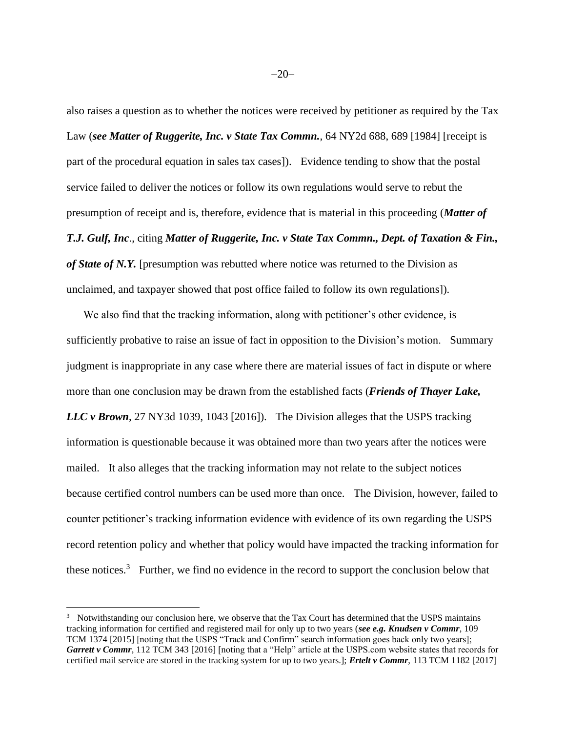also raises a question as to whether the notices were received by petitioner as required by the Tax Law (***see Matter of Ruggerite, Inc. v State Tax Commn.***, 64 NY2d 688, 689 [1984] [receipt is part of the procedural equation in sales tax cases]). Evidence tending to show that the postal service failed to deliver the notices or follow its own regulations would serve to rebut the presumption of receipt and is, therefore, evidence that is material in this proceeding (***Matter of T.J. Gulf, Inc***., citing ***Matter of Ruggerite, Inc. v State Tax Commn., Dept. of Taxation & Fin., of State of N.Y.*** [presumption was rebutted where notice was returned to the Division as unclaimed, and taxpayer showed that post office failed to follow its own regulations]).

We also find that the tracking information, along with petitioner's other evidence, is sufficiently probative to raise an issue of fact in opposition to the Division's motion. Summary judgment is inappropriate in any case where there are material issues of fact in dispute or where more than one conclusion may be drawn from the established facts (***Friends of Thayer Lake, LLC v Brown***, 27 NY3d 1039, 1043 [2016]). The Division alleges that the USPS tracking information is questionable because it was obtained more than two years after the notices were mailed. It also alleges that the tracking information may not relate to the subject notices because certified control numbers can be used more than once. The Division, however, failed to counter petitioner's tracking information evidence with evidence of its own regarding the USPS record retention policy and whether that policy would have impacted the tracking information for these notices.[3] Further, we find no evidence in the record to support the conclusion below that

---

[3] Notwithstanding our conclusion here, we observe that the Tax Court has determined that the USPS maintains tracking information for certified and registered mail for only up to two years (***see e.g. Knudsen v Commr***, 109 TCM 1374 [2015] [noting that the USPS "Track and Confirm" search information goes back only two years]; ***Garrett v Commr***, 112 TCM 343 [2016] [noting that a "Help" article at the USPS.com website states that records for certified mail service are stored in the tracking system for up to two years.]; ***Ertelt v Commr***, 113 TCM 1182 [2017]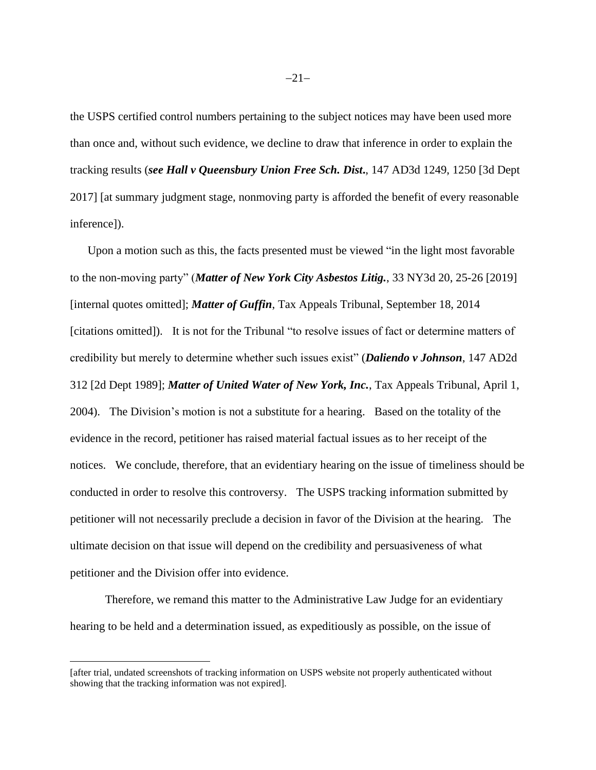the USPS certified control numbers pertaining to the subject notices may have been used more than once and, without such evidence, we decline to draw that inference in order to explain the tracking results (***see Hall v Queensbury Union Free Sch. Dist.***, 147 AD3d 1249, 1250 [3d Dept 2017] [at summary judgment stage, nonmoving party is afforded the benefit of every reasonable inference]).

Upon a motion such as this, the facts presented must be viewed "in the light most favorable to the non-moving party" (***Matter of New York City Asbestos Litig.***, 33 NY3d 20, 25-26 [2019] [internal quotes omitted]; ***Matter of Guffin***, Tax Appeals Tribunal, September 18, 2014 [citations omitted]). It is not for the Tribunal "to resolve issues of fact or determine matters of credibility but merely to determine whether such issues exist" (***Daliendo v Johnson***, 147 AD2d 312 [2d Dept 1989]; ***Matter of United Water of New York, Inc.***, Tax Appeals Tribunal, April 1, 2004). The Division's motion is not a substitute for a hearing. Based on the totality of the evidence in the record, petitioner has raised material factual issues as to her receipt of the notices. We conclude, therefore, that an evidentiary hearing on the issue of timeliness should be conducted in order to resolve this controversy. The USPS tracking information submitted by petitioner will not necessarily preclude a decision in favor of the Division at the hearing. The ultimate decision on that issue will depend on the credibility and persuasiveness of what petitioner and the Division offer into evidence.

Therefore, we remand this matter to the Administrative Law Judge for an evidentiary hearing to be held and a determination issued, as expeditiously as possible, on the issue of

---

[after trial, undated screenshots of tracking information on USPS website not properly authenticated without showing that the tracking information was not expired].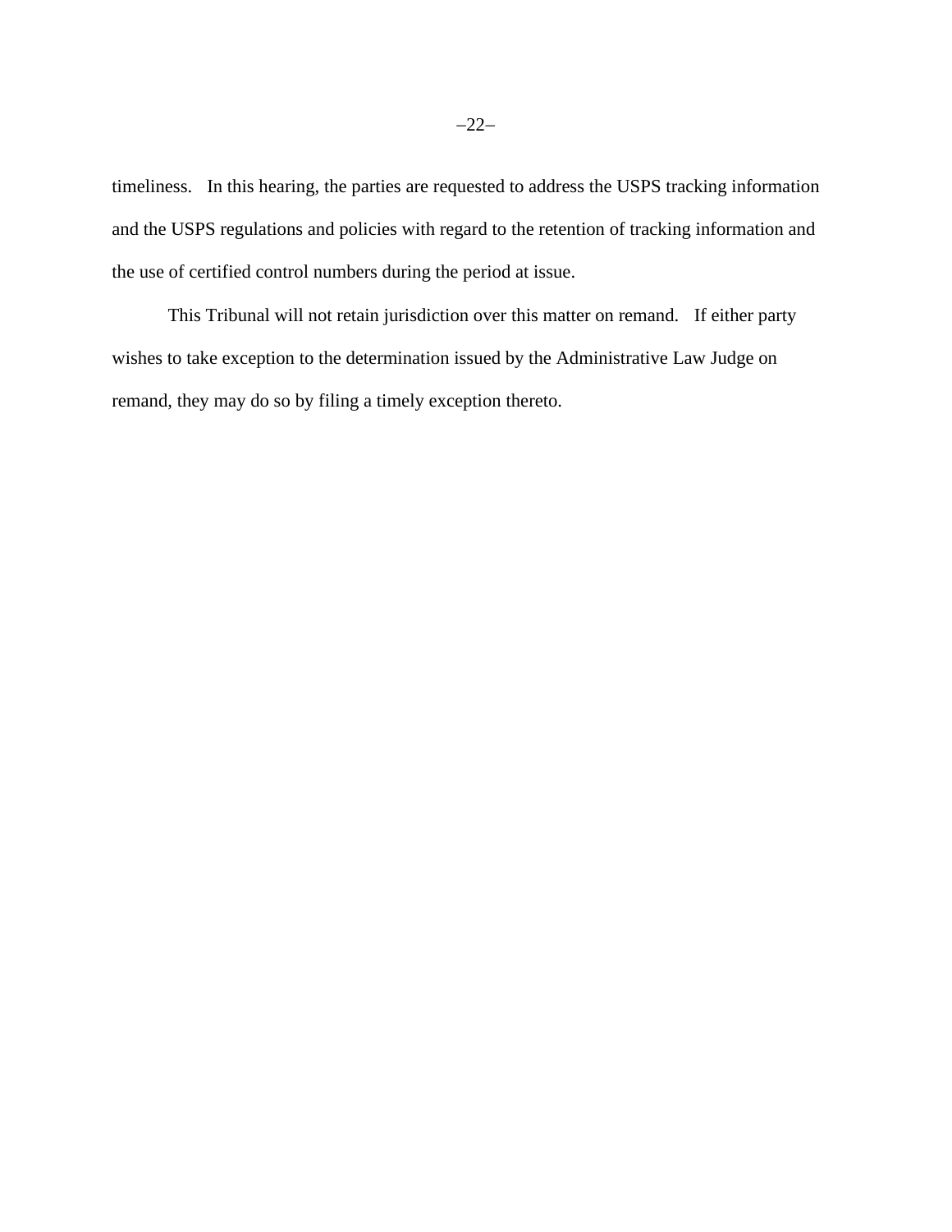timeliness. In this hearing, the parties are requested to address the USPS tracking information and the USPS regulations and policies with regard to the retention of tracking information and the use of certified control numbers during the period at issue.

This Tribunal will not retain jurisdiction over this matter on remand. If either party wishes to take exception to the determination issued by the Administrative Law Judge on remand, they may do so by filing a timely exception thereto.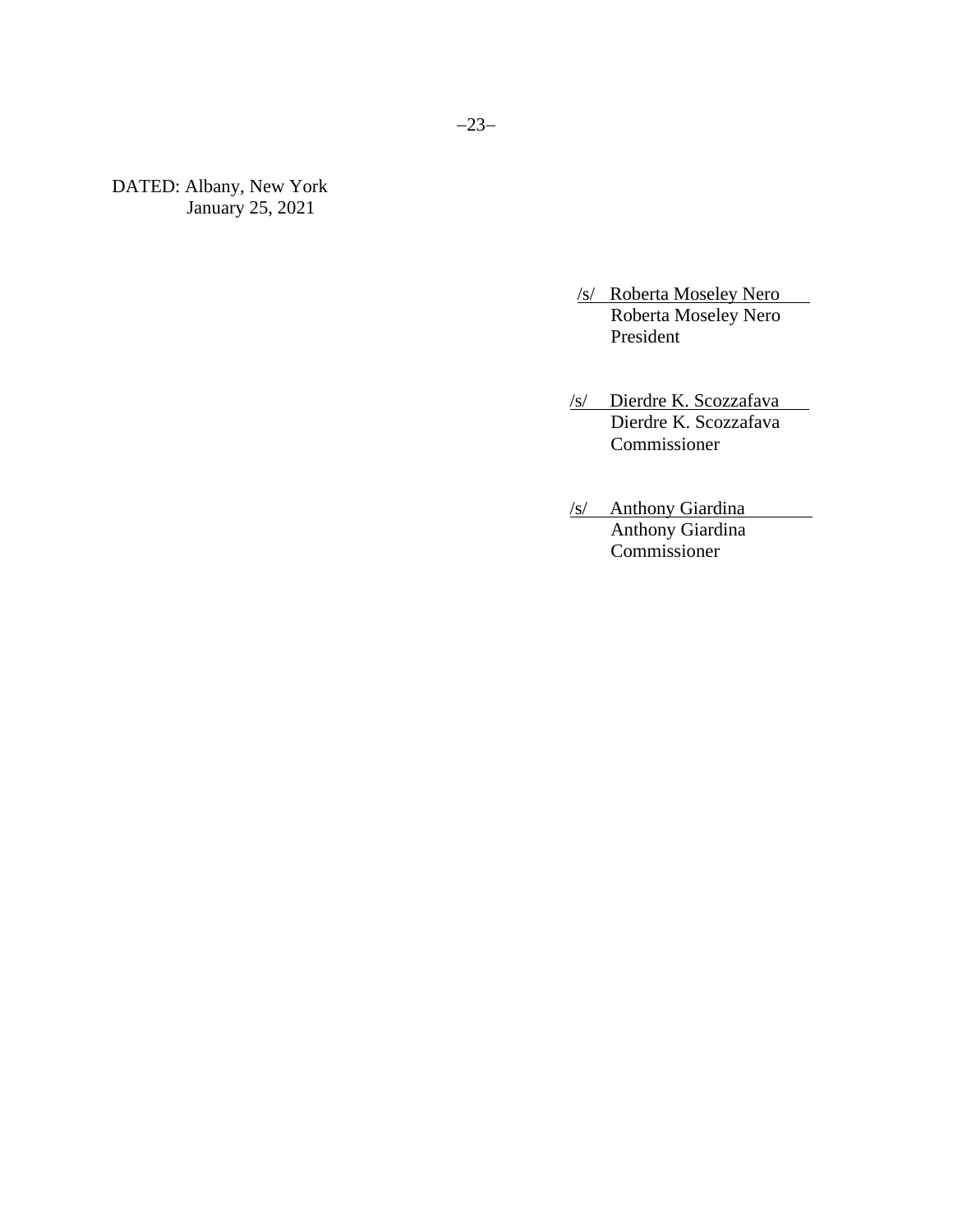DATED: Albany, New York
January 25, 2021

/s/ Roberta Moseley Nero
Roberta Moseley Nero
President

/s/ Dierdre K. Scozzafava
Dierdre K. Scozzafava
Commissioner

/s/ Anthony Giardina
Anthony Giardina
Commissioner